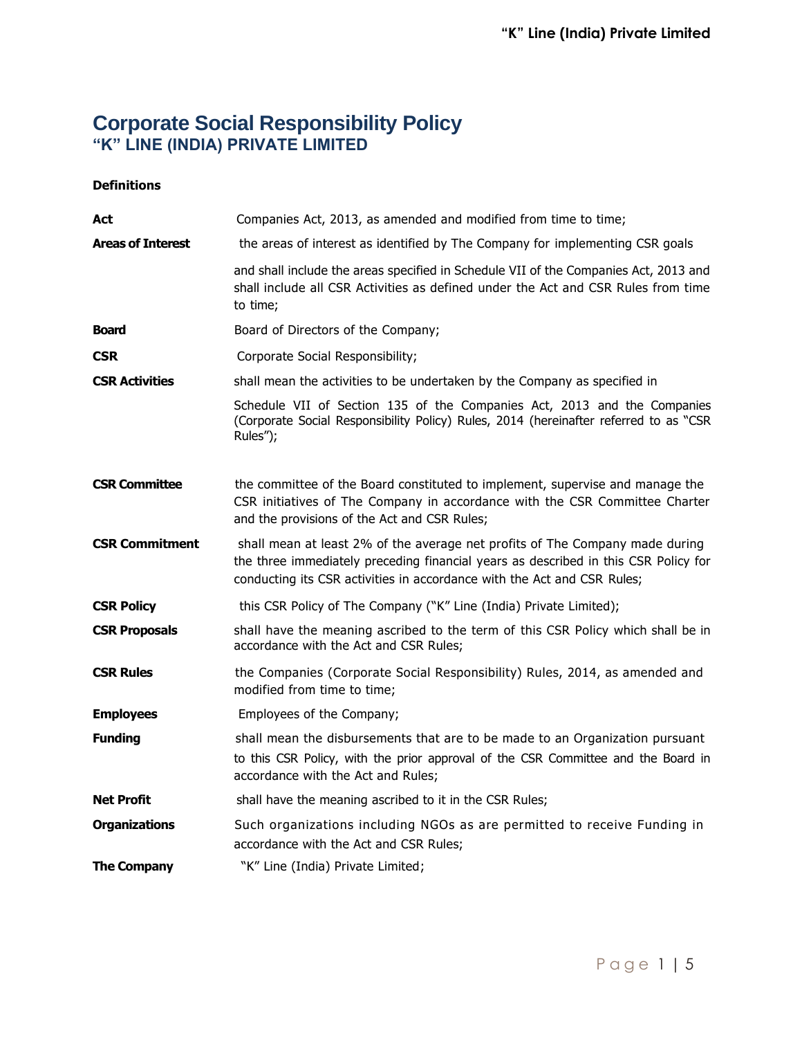# Corporate Social Responsibility Policy
## "K" LINE (INDIA) PRIVATE LIMITED

**Definitions**

| | |
|---|---|
| **Act** | Companies Act, 2013, as amended and modified from time to time; |
| **Areas of Interest** | the areas of interest as identified by The Company for implementing CSR goals and shall include the areas specified in Schedule VII of the Companies Act, 2013 and shall include all CSR Activities as defined under the Act and CSR Rules from time to time; |
| **Board** | Board of Directors of the Company; |
| **CSR** | Corporate Social Responsibility; |
| **CSR Activities** | shall mean the activities to be undertaken by the Company as specified in Schedule VII of Section 135 of the Companies Act, 2013 and the Companies (Corporate Social Responsibility Policy) Rules, 2014 (hereinafter referred to as "CSR Rules"); |
| **CSR Committee** | the committee of the Board constituted to implement, supervise and manage the CSR initiatives of The Company in accordance with the CSR Committee Charter and the provisions of the Act and CSR Rules; |
| **CSR Commitment** | shall mean at least 2% of the average net profits of The Company made during the three immediately preceding financial years as described in this CSR Policy for conducting its CSR activities in accordance with the Act and CSR Rules; |
| **CSR Policy** | this CSR Policy of The Company ("K" Line (India) Private Limited); |
| **CSR Proposals** | shall have the meaning ascribed to the term of this CSR Policy which shall be in accordance with the Act and CSR Rules; |
| **CSR Rules** | the Companies (Corporate Social Responsibility) Rules, 2014, as amended and modified from time to time; |
| **Employees** | Employees of the Company; |
| **Funding** | shall mean the disbursements that are to be made to an Organization pursuant to this CSR Policy, with the prior approval of the CSR Committee and the Board in accordance with the Act and Rules; |
| **Net Profit** | shall have the meaning ascribed to it in the CSR Rules; |
| **Organizations** | Such organizations including NGOs as are permitted to receive Funding in accordance with the Act and CSR Rules; |
| **The Company** | "K" Line (India) Private Limited; |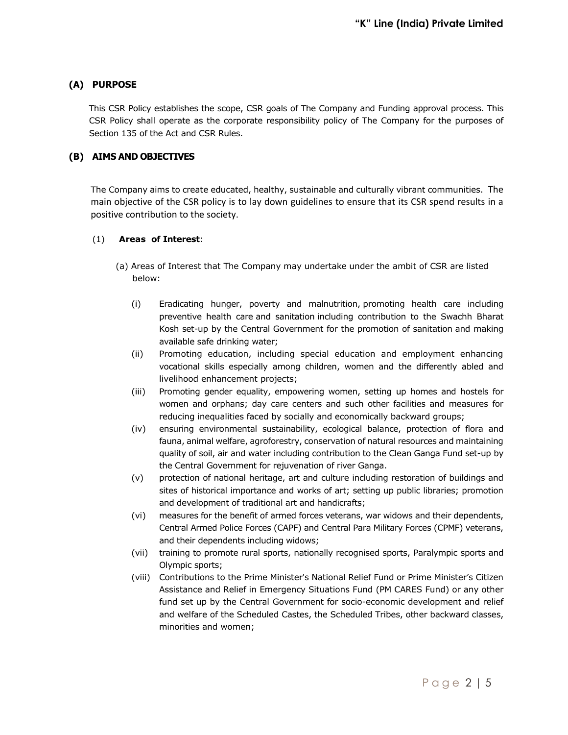## (A) PURPOSE

This CSR Policy establishes the scope, CSR goals of The Company and Funding approval process. This CSR Policy shall operate as the corporate responsibility policy of The Company for the purposes of Section 135 of the Act and CSR Rules.

## (B) AIMS AND OBJECTIVES

The Company aims to create educated, healthy, sustainable and culturally vibrant communities. The main objective of the CSR policy is to lay down guidelines to ensure that its CSR spend results in a positive contribution to the society.

(1) **Areas of Interest**:

(a) Areas of Interest that The Company may undertake under the ambit of CSR are listed below:

- (i) Eradicating hunger, poverty and malnutrition, promoting health care including preventive health care and sanitation including contribution to the Swachh Bharat Kosh set-up by the Central Government for the promotion of sanitation and making available safe drinking water;
- (ii) Promoting education, including special education and employment enhancing vocational skills especially among children, women and the differently abled and livelihood enhancement projects;
- (iii) Promoting gender equality, empowering women, setting up homes and hostels for women and orphans; day care centers and such other facilities and measures for reducing inequalities faced by socially and economically backward groups;
- (iv) ensuring environmental sustainability, ecological balance, protection of flora and fauna, animal welfare, agroforestry, conservation of natural resources and maintaining quality of soil, air and water including contribution to the Clean Ganga Fund set-up by the Central Government for rejuvenation of river Ganga.
- (v) protection of national heritage, art and culture including restoration of buildings and sites of historical importance and works of art; setting up public libraries; promotion and development of traditional art and handicrafts;
- (vi) measures for the benefit of armed forces veterans, war widows and their dependents, Central Armed Police Forces (CAPF) and Central Para Military Forces (CPMF) veterans, and their dependents including widows;
- (vii) training to promote rural sports, nationally recognised sports, Paralympic sports and Olympic sports;
- (viii) Contributions to the Prime Minister's National Relief Fund or Prime Minister's Citizen Assistance and Relief in Emergency Situations Fund (PM CARES Fund) or any other fund set up by the Central Government for socio-economic development and relief and welfare of the Scheduled Castes, the Scheduled Tribes, other backward classes, minorities and women;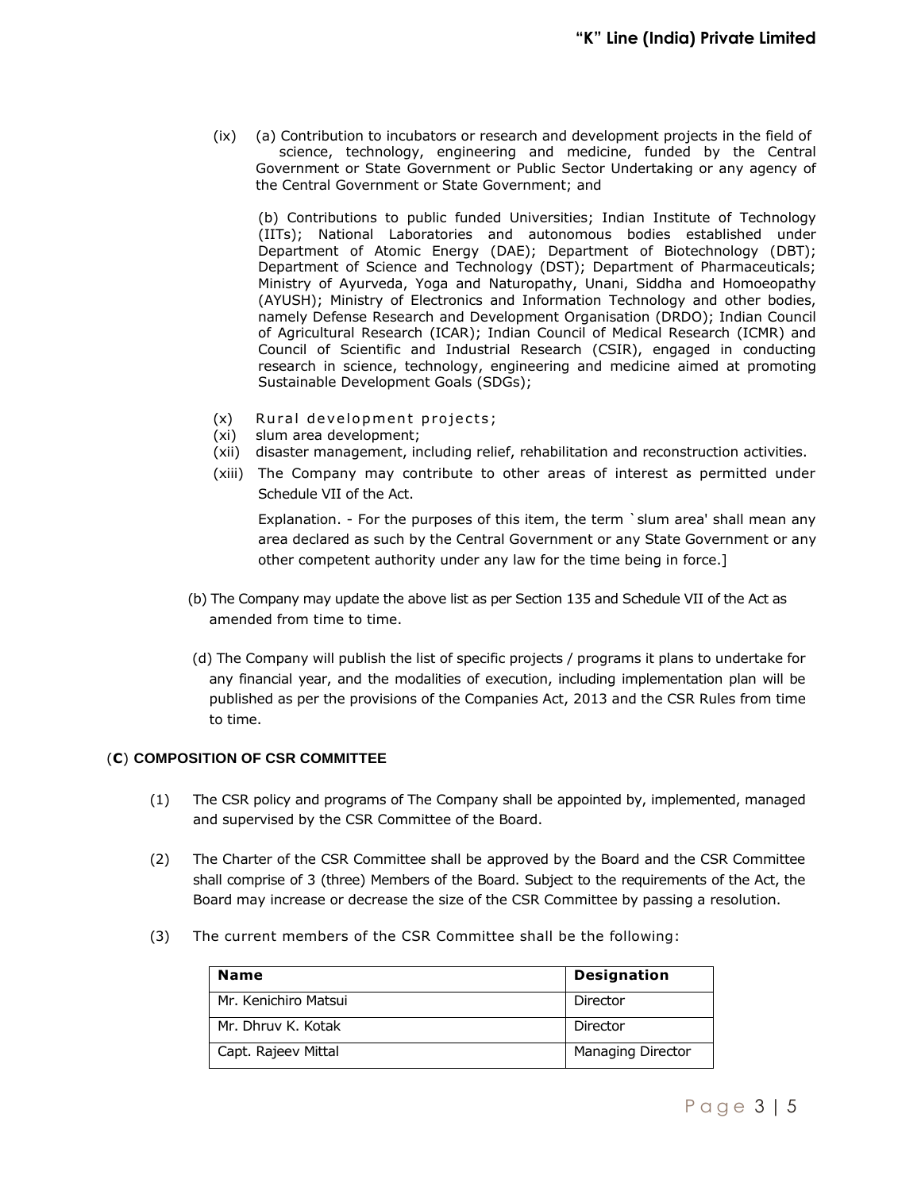(ix) (a) Contribution to incubators or research and development projects in the field of science, technology, engineering and medicine, funded by the Central Government or State Government or Public Sector Undertaking or any agency of the Central Government or State Government; and

(b) Contributions to public funded Universities; Indian Institute of Technology (IITs); National Laboratories and autonomous bodies established under Department of Atomic Energy (DAE); Department of Biotechnology (DBT); Department of Science and Technology (DST); Department of Pharmaceuticals; Ministry of Ayurveda, Yoga and Naturopathy, Unani, Siddha and Homoeopathy (AYUSH); Ministry of Electronics and Information Technology and other bodies, namely Defense Research and Development Organisation (DRDO); Indian Council of Agricultural Research (ICAR); Indian Council of Medical Research (ICMR) and Council of Scientific and Industrial Research (CSIR), engaged in conducting research in science, technology, engineering and medicine aimed at promoting Sustainable Development Goals (SDGs);

(x) Rural development projects;

(xi) slum area development;

(xii) disaster management, including relief, rehabilitation and reconstruction activities.

(xiii) The Company may contribute to other areas of interest as permitted under Schedule VII of the Act.

Explanation. - For the purposes of this item, the term `slum area' shall mean any area declared as such by the Central Government or any State Government or any other competent authority under any law for the time being in force.]

(b) The Company may update the above list as per Section 135 and Schedule VII of the Act as amended from time to time.

(d) The Company will publish the list of specific projects / programs it plans to undertake for any financial year, and the modalities of execution, including implementation plan will be published as per the provisions of the Companies Act, 2013 and the CSR Rules from time to time.

## (C) COMPOSITION OF CSR COMMITTEE

(1) The CSR policy and programs of The Company shall be appointed by, implemented, managed and supervised by the CSR Committee of the Board.

(2) The Charter of the CSR Committee shall be approved by the Board and the CSR Committee shall comprise of 3 (three) Members of the Board. Subject to the requirements of the Act, the Board may increase or decrease the size of the CSR Committee by passing a resolution.

(3) The current members of the CSR Committee shall be the following:

| Name | Designation |
|---|---|
| Mr. Kenichiro Matsui | Director |
| Mr. Dhruv K. Kotak | Director |
| Capt. Rajeev Mittal | Managing Director |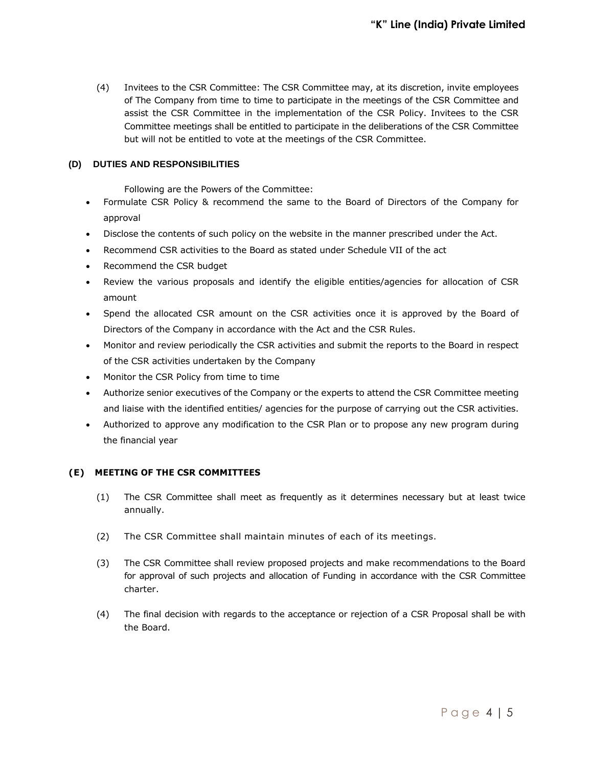(4) Invitees to the CSR Committee: The CSR Committee may, at its discretion, invite employees of The Company from time to time to participate in the meetings of the CSR Committee and assist the CSR Committee in the implementation of the CSR Policy. Invitees to the CSR Committee meetings shall be entitled to participate in the deliberations of the CSR Committee but will not be entitled to vote at the meetings of the CSR Committee.

## (D) DUTIES AND RESPONSIBILITIES

Following are the Powers of the Committee:

- Formulate CSR Policy & recommend the same to the Board of Directors of the Company for approval
- Disclose the contents of such policy on the website in the manner prescribed under the Act.
- Recommend CSR activities to the Board as stated under Schedule VII of the act
- Recommend the CSR budget
- Review the various proposals and identify the eligible entities/agencies for allocation of CSR amount
- Spend the allocated CSR amount on the CSR activities once it is approved by the Board of Directors of the Company in accordance with the Act and the CSR Rules.
- Monitor and review periodically the CSR activities and submit the reports to the Board in respect of the CSR activities undertaken by the Company
- Monitor the CSR Policy from time to time
- Authorize senior executives of the Company or the experts to attend the CSR Committee meeting and liaise with the identified entities/ agencies for the purpose of carrying out the CSR activities.
- Authorized to approve any modification to the CSR Plan or to propose any new program during the financial year

## (E) MEETING OF THE CSR COMMITTEES

(1) The CSR Committee shall meet as frequently as it determines necessary but at least twice annually.

(2) The CSR Committee shall maintain minutes of each of its meetings.

(3) The CSR Committee shall review proposed projects and make recommendations to the Board for approval of such projects and allocation of Funding in accordance with the CSR Committee charter.

(4) The final decision with regards to the acceptance or rejection of a CSR Proposal shall be with the Board.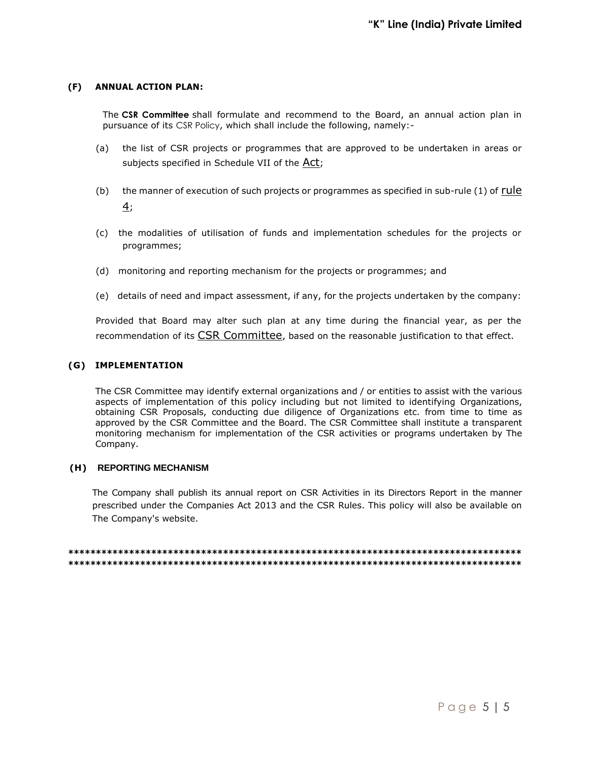### (F) ANNUAL ACTION PLAN:

The **CSR Committee** shall formulate and recommend to the Board, an annual action plan in pursuance of its CSR Policy, which shall include the following, namely:-

(a) the list of CSR projects or programmes that are approved to be undertaken in areas or subjects specified in Schedule VII of the Act;

(b) the manner of execution of such projects or programmes as specified in sub-rule (1) of rule 4;

(c) the modalities of utilisation of funds and implementation schedules for the projects or programmes;

(d) monitoring and reporting mechanism for the projects or programmes; and

(e) details of need and impact assessment, if any, for the projects undertaken by the company:

Provided that Board may alter such plan at any time during the financial year, as per the recommendation of its CSR Committee, based on the reasonable justification to that effect.

### (G) IMPLEMENTATION

The CSR Committee may identify external organizations and / or entities to assist with the various aspects of implementation of this policy including but not limited to identifying Organizations, obtaining CSR Proposals, conducting due diligence of Organizations etc. from time to time as approved by the CSR Committee and the Board. The CSR Committee shall institute a transparent monitoring mechanism for implementation of the CSR activities or programs undertaken by The Company.

### (H) REPORTING MECHANISM

The Company shall publish its annual report on CSR Activities in its Directors Report in the manner prescribed under the Companies Act 2013 and the CSR Rules. This policy will also be available on The Company's website.

************************************************************************************
************************************************************************************